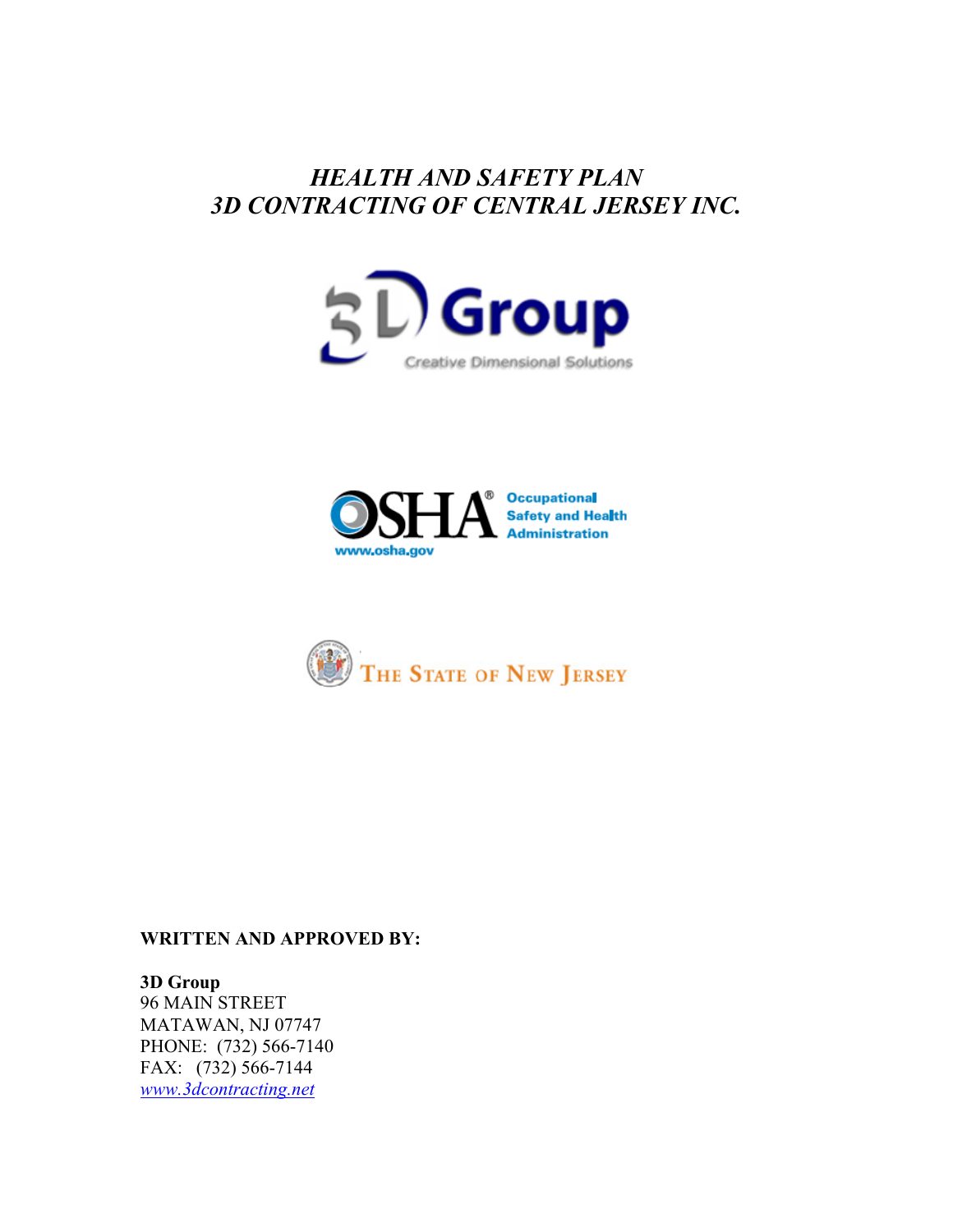# *HEALTH AND SAFETY PLAN*
# *3D CONTRACTING OF CENTRAL JERSEY INC.*

3D Group
Creative Dimensional Solutions

OSHA® Occupational Safety and Health Administration
www.osha.gov

The State of New Jersey

**WRITTEN AND APPROVED BY:**

**3D Group**
96 MAIN STREET
MATAWAN, NJ 07747
PHONE: (732) 566-7140
FAX: (732) 566-7144
*www.3dcontracting.net*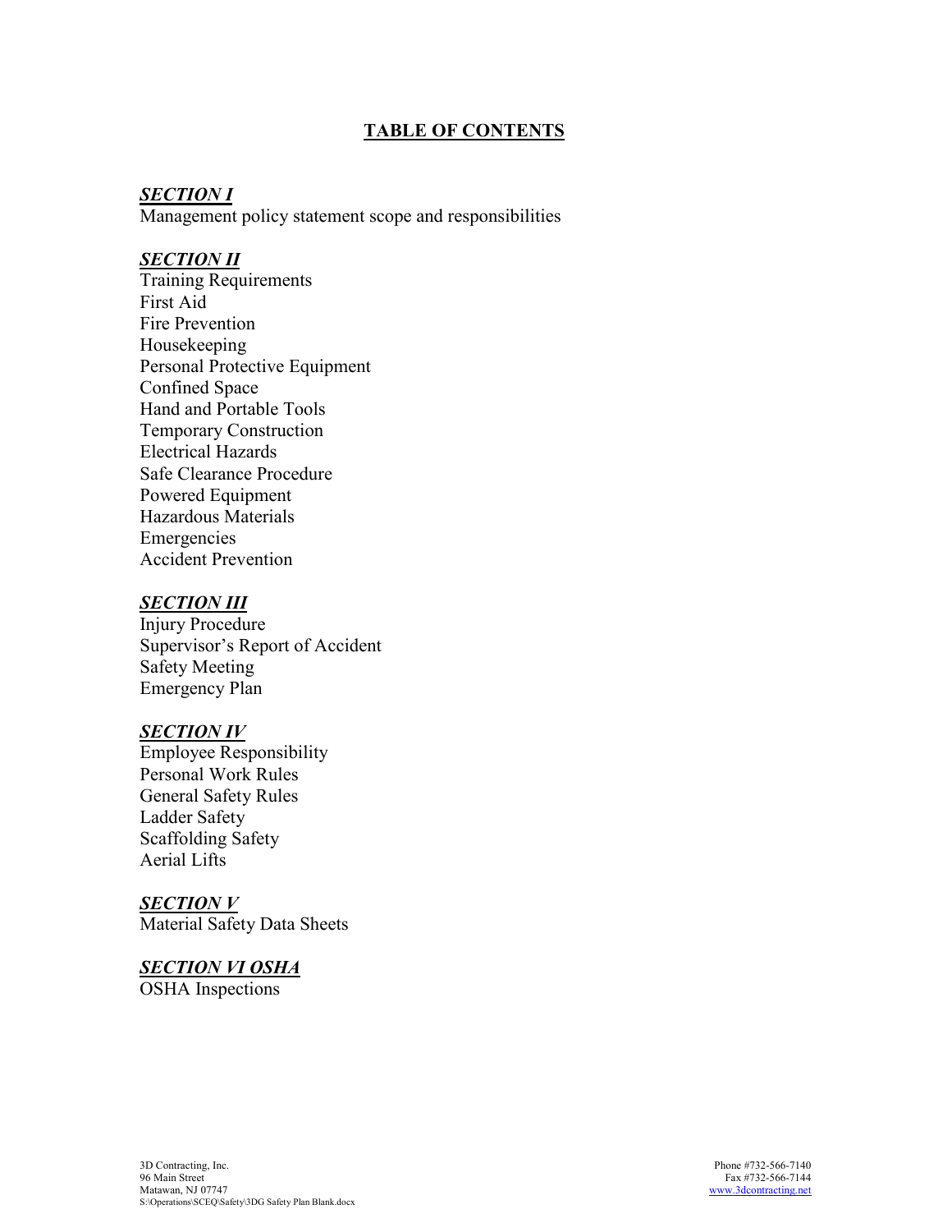# TABLE OF CONTENTS

***SECTION I***

Management policy statement scope and responsibilities

***SECTION II***

Training Requirements
First Aid
Fire Prevention
Housekeeping
Personal Protective Equipment
Confined Space
Hand and Portable Tools
Temporary Construction
Electrical Hazards
Safe Clearance Procedure
Powered Equipment
Hazardous Materials
Emergencies
Accident Prevention

***SECTION III***

Injury Procedure
Supervisor's Report of Accident
Safety Meeting
Emergency Plan

***SECTION IV***

Employee Responsibility
Personal Work Rules
General Safety Rules
Ladder Safety
Scaffolding Safety
Aerial Lifts

***SECTION V***

Material Safety Data Sheets

***SECTION VI OSHA***

OSHA Inspections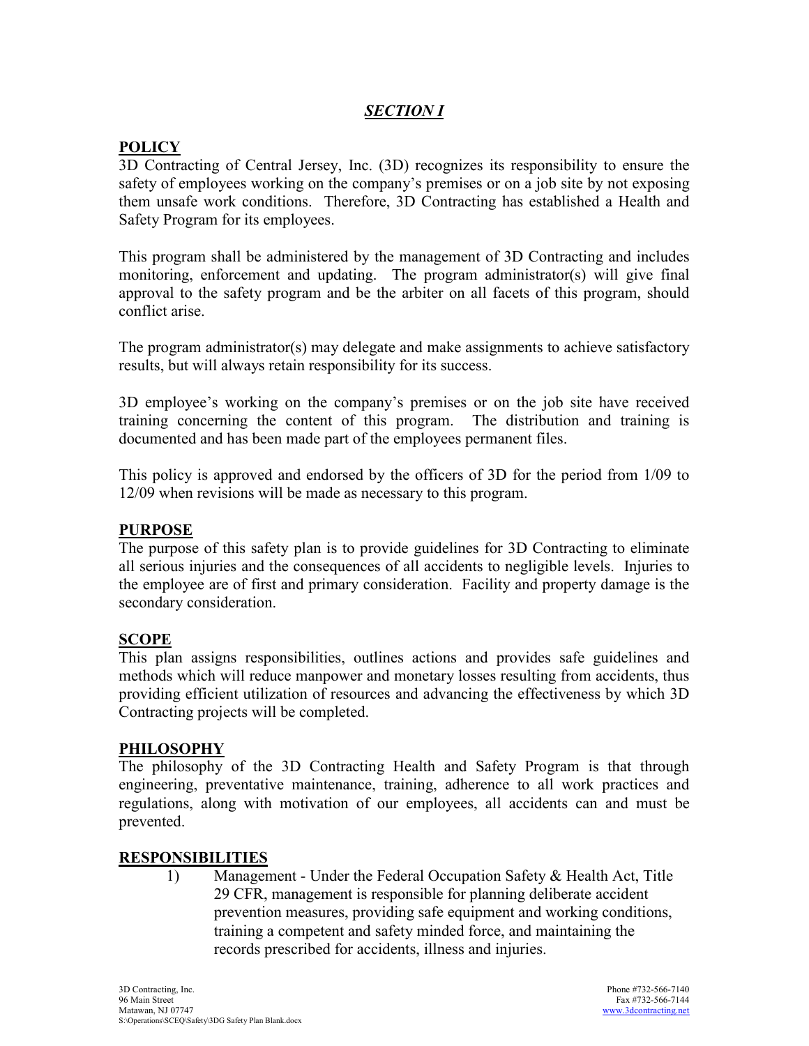## *SECTION I*

### POLICY

3D Contracting of Central Jersey, Inc. (3D) recognizes its responsibility to ensure the safety of employees working on the company's premises or on a job site by not exposing them unsafe work conditions. Therefore, 3D Contracting has established a Health and Safety Program for its employees.

This program shall be administered by the management of 3D Contracting and includes monitoring, enforcement and updating. The program administrator(s) will give final approval to the safety program and be the arbiter on all facets of this program, should conflict arise.

The program administrator(s) may delegate and make assignments to achieve satisfactory results, but will always retain responsibility for its success.

3D employee's working on the company's premises or on the job site have received training concerning the content of this program. The distribution and training is documented and has been made part of the employees permanent files.

This policy is approved and endorsed by the officers of 3D for the period from 1/09 to 12/09 when revisions will be made as necessary to this program.

### PURPOSE

The purpose of this safety plan is to provide guidelines for 3D Contracting to eliminate all serious injuries and the consequences of all accidents to negligible levels. Injuries to the employee are of first and primary consideration. Facility and property damage is the secondary consideration.

### SCOPE

This plan assigns responsibilities, outlines actions and provides safe guidelines and methods which will reduce manpower and monetary losses resulting from accidents, thus providing efficient utilization of resources and advancing the effectiveness by which 3D Contracting projects will be completed.

### PHILOSOPHY

The philosophy of the 3D Contracting Health and Safety Program is that through engineering, preventative maintenance, training, adherence to all work practices and regulations, along with motivation of our employees, all accidents can and must be prevented.

### RESPONSIBILITIES

1) Management - Under the Federal Occupation Safety & Health Act, Title 29 CFR, management is responsible for planning deliberate accident prevention measures, providing safe equipment and working conditions, training a competent and safety minded force, and maintaining the records prescribed for accidents, illness and injuries.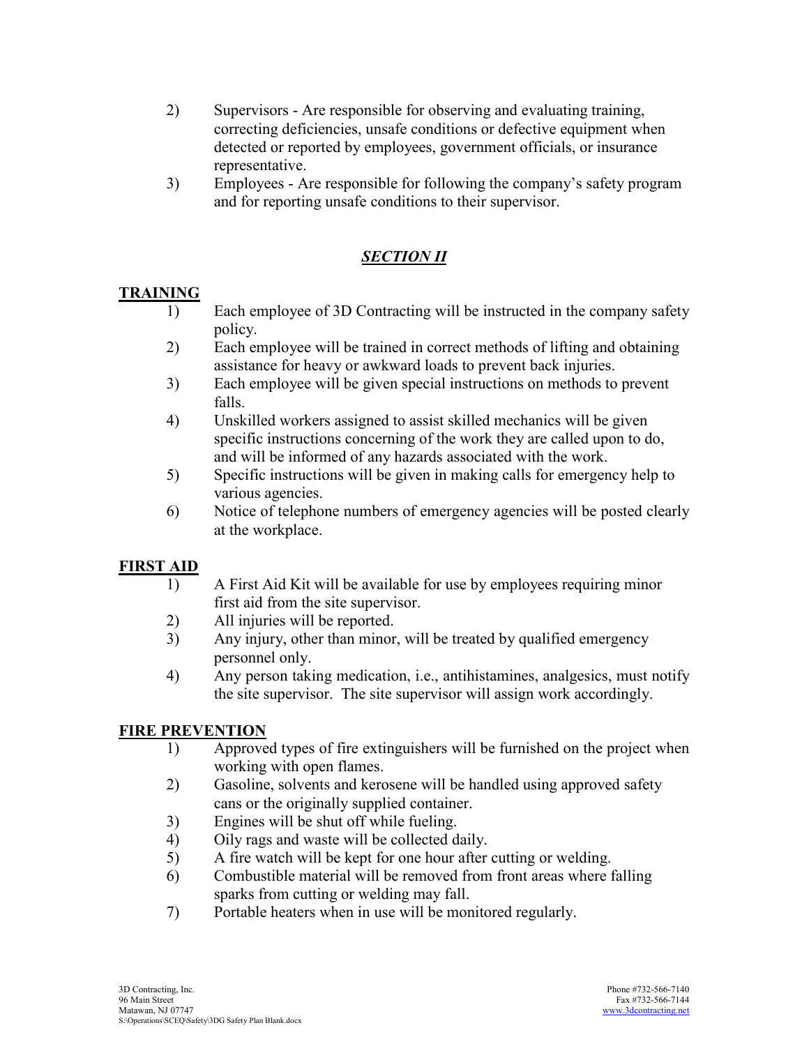2) Supervisors - Are responsible for observing and evaluating training, correcting deficiencies, unsafe conditions or defective equipment when detected or reported by employees, government officials, or insurance representative.
3) Employees - Are responsible for following the company's safety program and for reporting unsafe conditions to their supervisor.

## ***SECTION II***

### TRAINING

1) Each employee of 3D Contracting will be instructed in the company safety policy.
2) Each employee will be trained in correct methods of lifting and obtaining assistance for heavy or awkward loads to prevent back injuries.
3) Each employee will be given special instructions on methods to prevent falls.
4) Unskilled workers assigned to assist skilled mechanics will be given specific instructions concerning of the work they are called upon to do, and will be informed of any hazards associated with the work.
5) Specific instructions will be given in making calls for emergency help to various agencies.
6) Notice of telephone numbers of emergency agencies will be posted clearly at the workplace.

### FIRST AID

1) A First Aid Kit will be available for use by employees requiring minor first aid from the site supervisor.
2) All injuries will be reported.
3) Any injury, other than minor, will be treated by qualified emergency personnel only.
4) Any person taking medication, i.e., antihistamines, analgesics, must notify the site supervisor. The site supervisor will assign work accordingly.

### FIRE PREVENTION

1) Approved types of fire extinguishers will be furnished on the project when working with open flames.
2) Gasoline, solvents and kerosene will be handled using approved safety cans or the originally supplied container.
3) Engines will be shut off while fueling.
4) Oily rags and waste will be collected daily.
5) A fire watch will be kept for one hour after cutting or welding.
6) Combustible material will be removed from front areas where falling sparks from cutting or welding may fall.
7) Portable heaters when in use will be monitored regularly.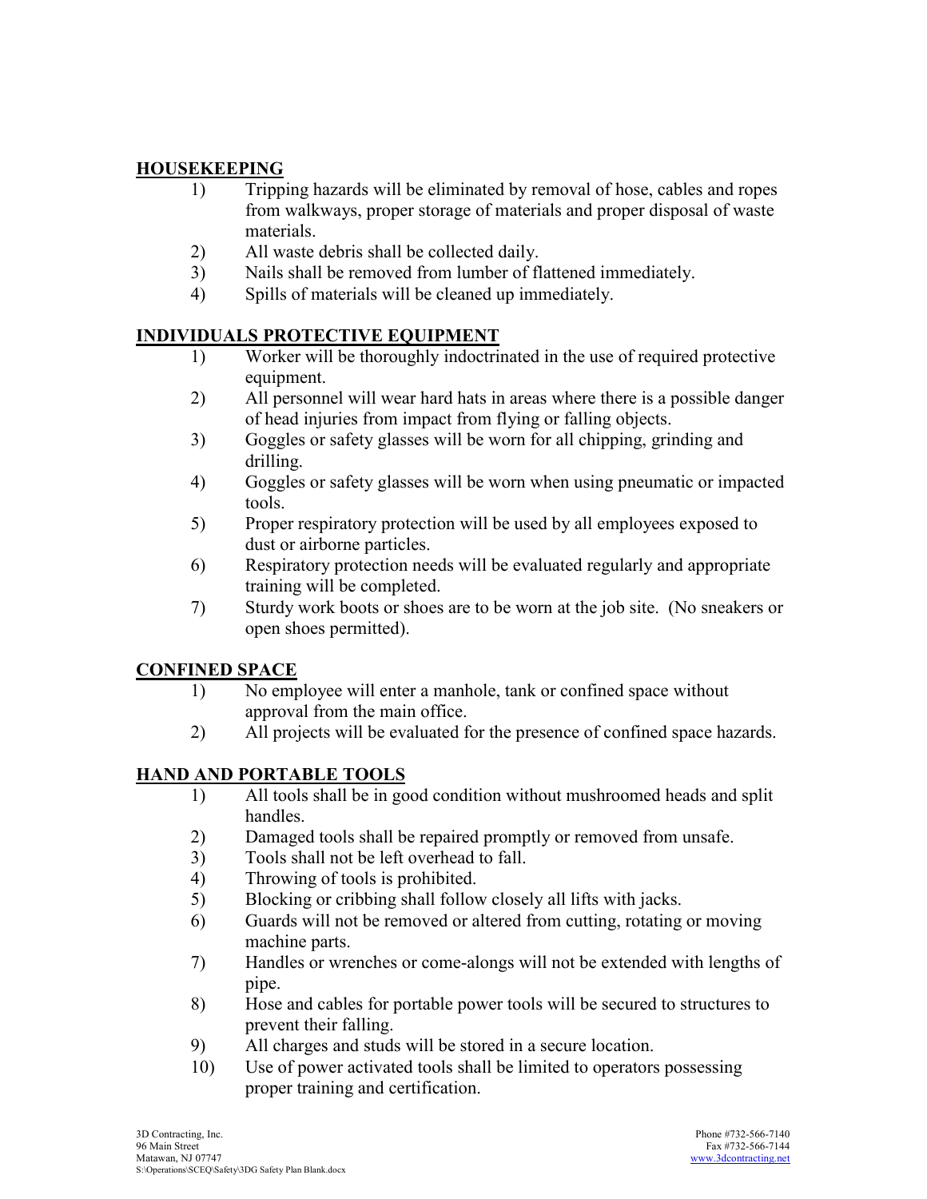## HOUSEKEEPING

1) Tripping hazards will be eliminated by removal of hose, cables and ropes from walkways, proper storage of materials and proper disposal of waste materials.
2) All waste debris shall be collected daily.
3) Nails shall be removed from lumber of flattened immediately.
4) Spills of materials will be cleaned up immediately.

## INDIVIDUALS PROTECTIVE EQUIPMENT

1) Worker will be thoroughly indoctrinated in the use of required protective equipment.
2) All personnel will wear hard hats in areas where there is a possible danger of head injuries from impact from flying or falling objects.
3) Goggles or safety glasses will be worn for all chipping, grinding and drilling.
4) Goggles or safety glasses will be worn when using pneumatic or impacted tools.
5) Proper respiratory protection will be used by all employees exposed to dust or airborne particles.
6) Respiratory protection needs will be evaluated regularly and appropriate training will be completed.
7) Sturdy work boots or shoes are to be worn at the job site. (No sneakers or open shoes permitted).

## CONFINED SPACE

1) No employee will enter a manhole, tank or confined space without approval from the main office.
2) All projects will be evaluated for the presence of confined space hazards.

## HAND AND PORTABLE TOOLS

1) All tools shall be in good condition without mushroomed heads and split handles.
2) Damaged tools shall be repaired promptly or removed from unsafe.
3) Tools shall not be left overhead to fall.
4) Throwing of tools is prohibited.
5) Blocking or cribbing shall follow closely all lifts with jacks.
6) Guards will not be removed or altered from cutting, rotating or moving machine parts.
7) Handles or wrenches or come-alongs will not be extended with lengths of pipe.
8) Hose and cables for portable power tools will be secured to structures to prevent their falling.
9) All charges and studs will be stored in a secure location.
10) Use of power activated tools shall be limited to operators possessing proper training and certification.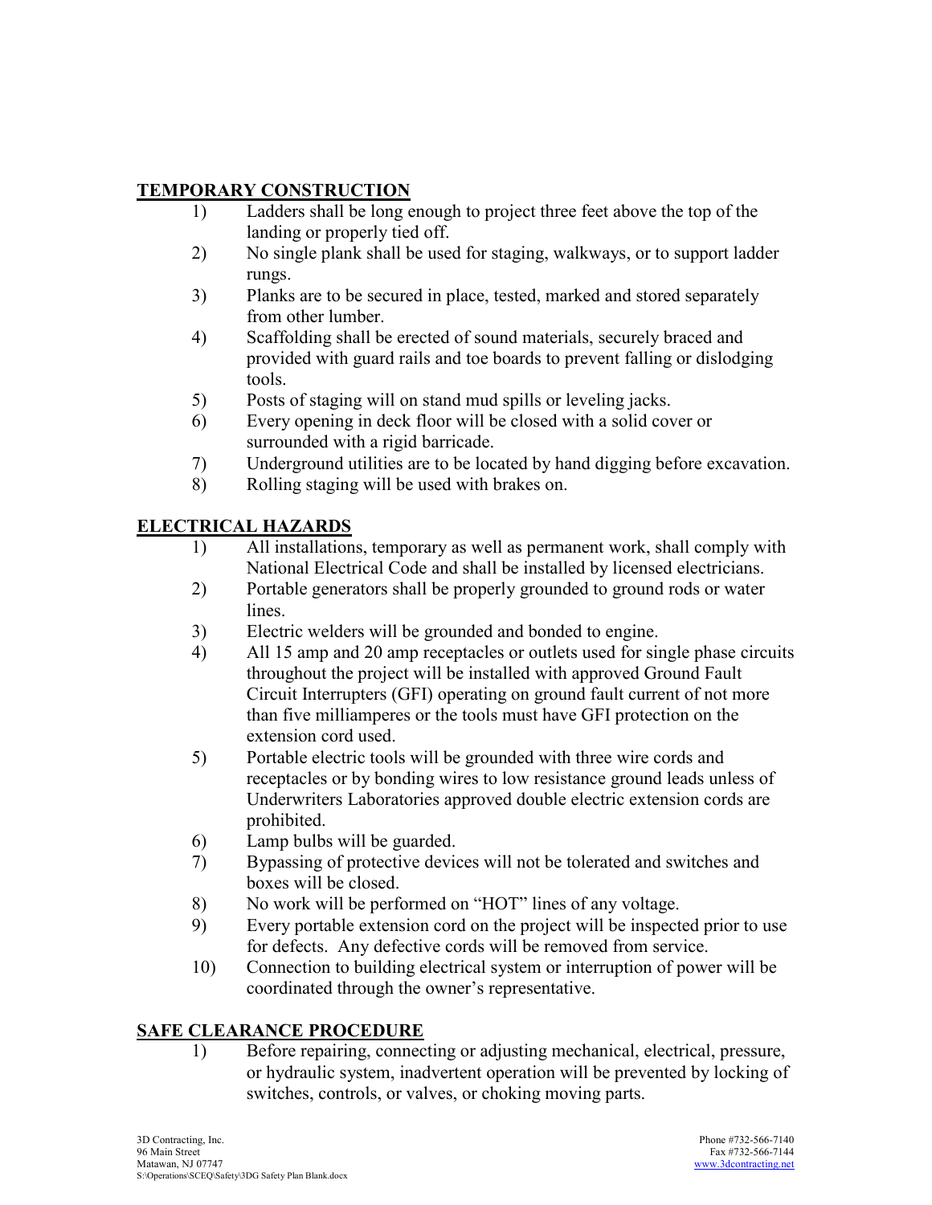## TEMPORARY CONSTRUCTION

1) Ladders shall be long enough to project three feet above the top of the landing or properly tied off.
2) No single plank shall be used for staging, walkways, or to support ladder rungs.
3) Planks are to be secured in place, tested, marked and stored separately from other lumber.
4) Scaffolding shall be erected of sound materials, securely braced and provided with guard rails and toe boards to prevent falling or dislodging tools.
5) Posts of staging will on stand mud spills or leveling jacks.
6) Every opening in deck floor will be closed with a solid cover or surrounded with a rigid barricade.
7) Underground utilities are to be located by hand digging before excavation.
8) Rolling staging will be used with brakes on.

## ELECTRICAL HAZARDS

1) All installations, temporary as well as permanent work, shall comply with National Electrical Code and shall be installed by licensed electricians.
2) Portable generators shall be properly grounded to ground rods or water lines.
3) Electric welders will be grounded and bonded to engine.
4) All 15 amp and 20 amp receptacles or outlets used for single phase circuits throughout the project will be installed with approved Ground Fault Circuit Interrupters (GFI) operating on ground fault current of not more than five milliamperes or the tools must have GFI protection on the extension cord used.
5) Portable electric tools will be grounded with three wire cords and receptacles or by bonding wires to low resistance ground leads unless of Underwriters Laboratories approved double electric extension cords are prohibited.
6) Lamp bulbs will be guarded.
7) Bypassing of protective devices will not be tolerated and switches and boxes will be closed.
8) No work will be performed on "HOT" lines of any voltage.
9) Every portable extension cord on the project will be inspected prior to use for defects. Any defective cords will be removed from service.
10) Connection to building electrical system or interruption of power will be coordinated through the owner's representative.

## SAFE CLEARANCE PROCEDURE

1) Before repairing, connecting or adjusting mechanical, electrical, pressure, or hydraulic system, inadvertent operation will be prevented by locking of switches, controls, or valves, or choking moving parts.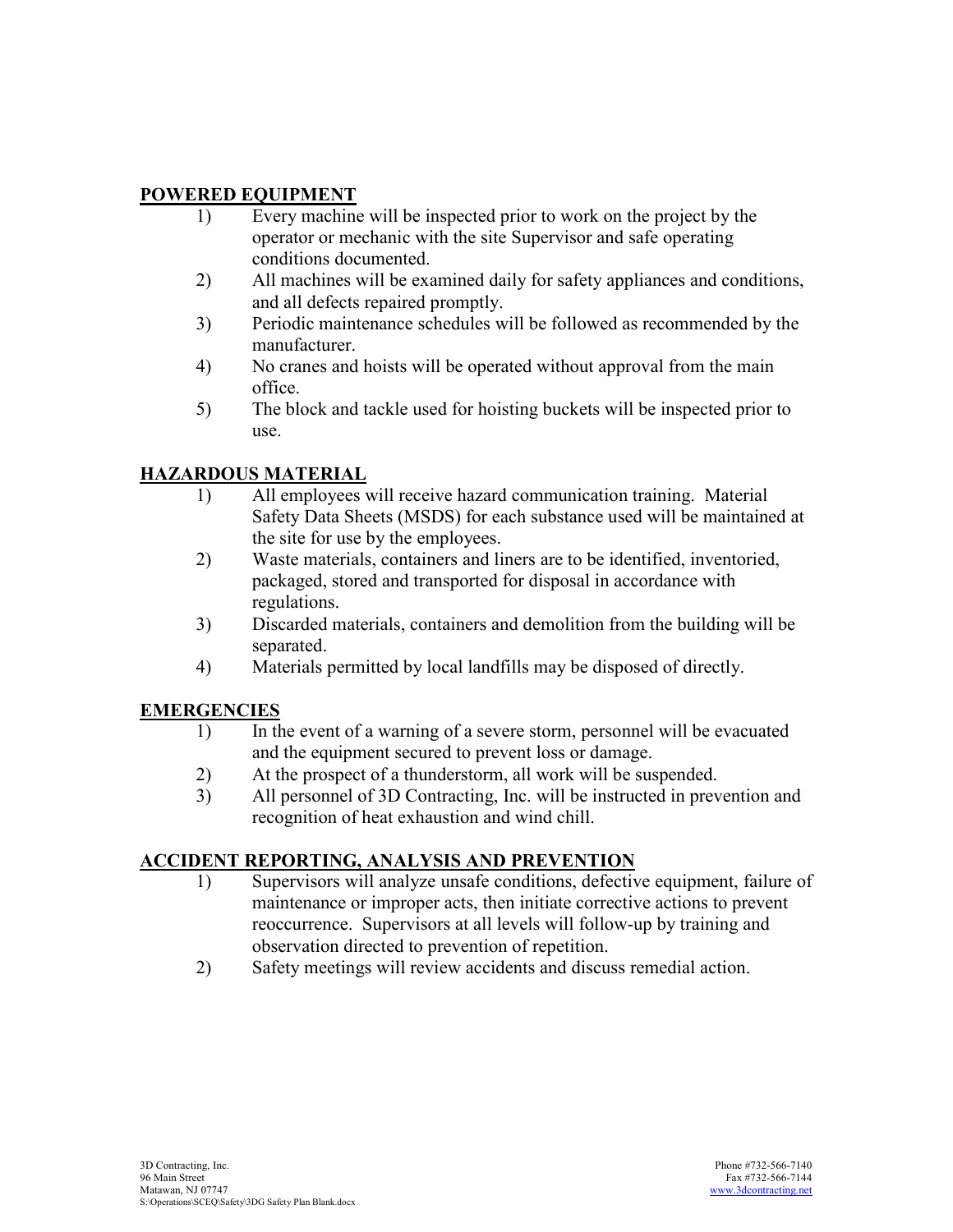## POWERED EQUIPMENT

1) Every machine will be inspected prior to work on the project by the operator or mechanic with the site Supervisor and safe operating conditions documented.
2) All machines will be examined daily for safety appliances and conditions, and all defects repaired promptly.
3) Periodic maintenance schedules will be followed as recommended by the manufacturer.
4) No cranes and hoists will be operated without approval from the main office.
5) The block and tackle used for hoisting buckets will be inspected prior to use.

## HAZARDOUS MATERIAL

1) All employees will receive hazard communication training. Material Safety Data Sheets (MSDS) for each substance used will be maintained at the site for use by the employees.
2) Waste materials, containers and liners are to be identified, inventoried, packaged, stored and transported for disposal in accordance with regulations.
3) Discarded materials, containers and demolition from the building will be separated.
4) Materials permitted by local landfills may be disposed of directly.

## EMERGENCIES

1) In the event of a warning of a severe storm, personnel will be evacuated and the equipment secured to prevent loss or damage.
2) At the prospect of a thunderstorm, all work will be suspended.
3) All personnel of 3D Contracting, Inc. will be instructed in prevention and recognition of heat exhaustion and wind chill.

## ACCIDENT REPORTING, ANALYSIS AND PREVENTION

1) Supervisors will analyze unsafe conditions, defective equipment, failure of maintenance or improper acts, then initiate corrective actions to prevent reoccurrence. Supervisors at all levels will follow-up by training and observation directed to prevention of repetition.
2) Safety meetings will review accidents and discuss remedial action.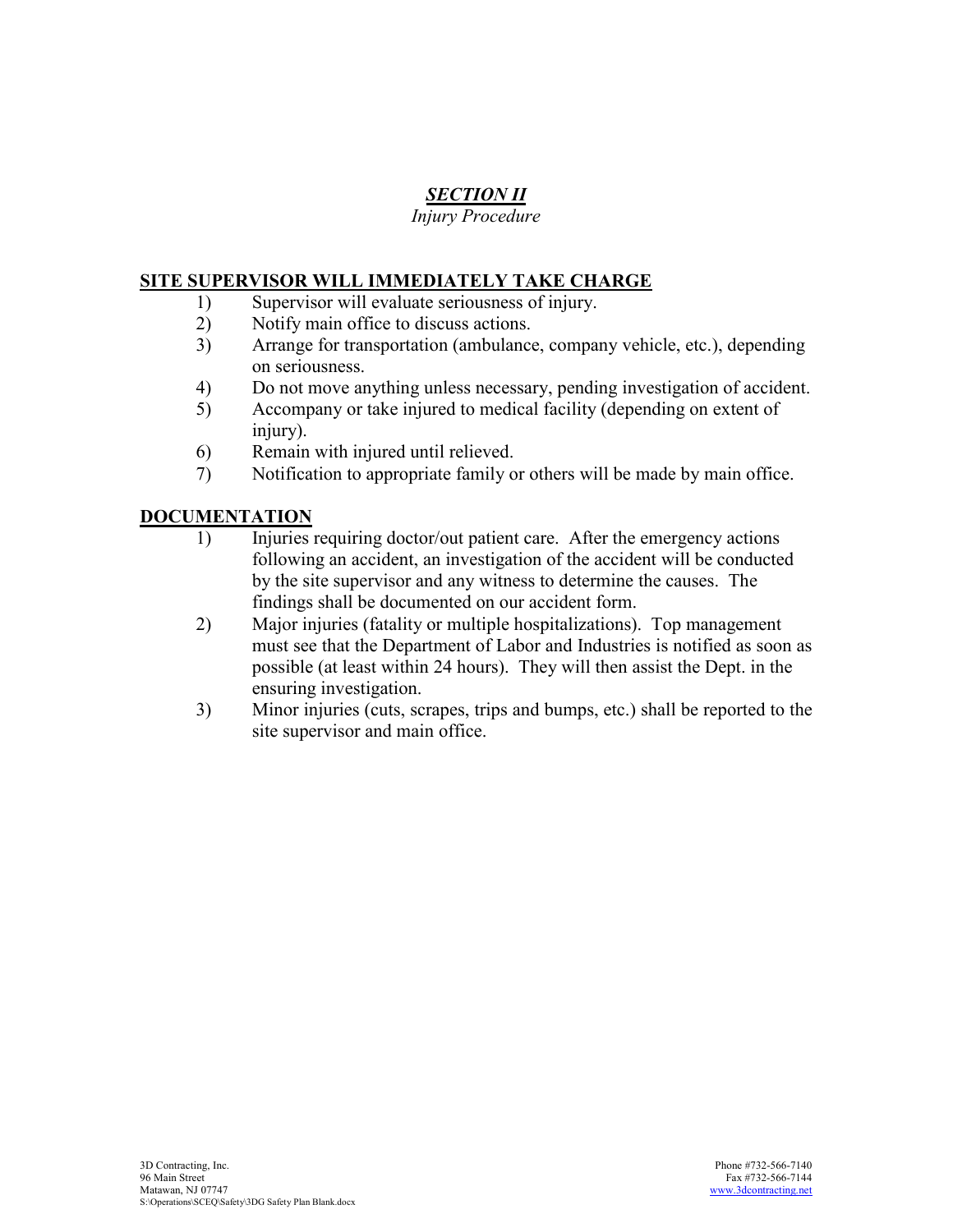## *SECTION II*

*Injury Procedure*

### SITE SUPERVISOR WILL IMMEDIATELY TAKE CHARGE

1) Supervisor will evaluate seriousness of injury.
2) Notify main office to discuss actions.
3) Arrange for transportation (ambulance, company vehicle, etc.), depending on seriousness.
4) Do not move anything unless necessary, pending investigation of accident.
5) Accompany or take injured to medical facility (depending on extent of injury).
6) Remain with injured until relieved.
7) Notification to appropriate family or others will be made by main office.

### DOCUMENTATION

1) Injuries requiring doctor/out patient care. After the emergency actions following an accident, an investigation of the accident will be conducted by the site supervisor and any witness to determine the causes. The findings shall be documented on our accident form.
2) Major injuries (fatality or multiple hospitalizations). Top management must see that the Department of Labor and Industries is notified as soon as possible (at least within 24 hours). They will then assist the Dept. in the ensuring investigation.
3) Minor injuries (cuts, scrapes, trips and bumps, etc.) shall be reported to the site supervisor and main office.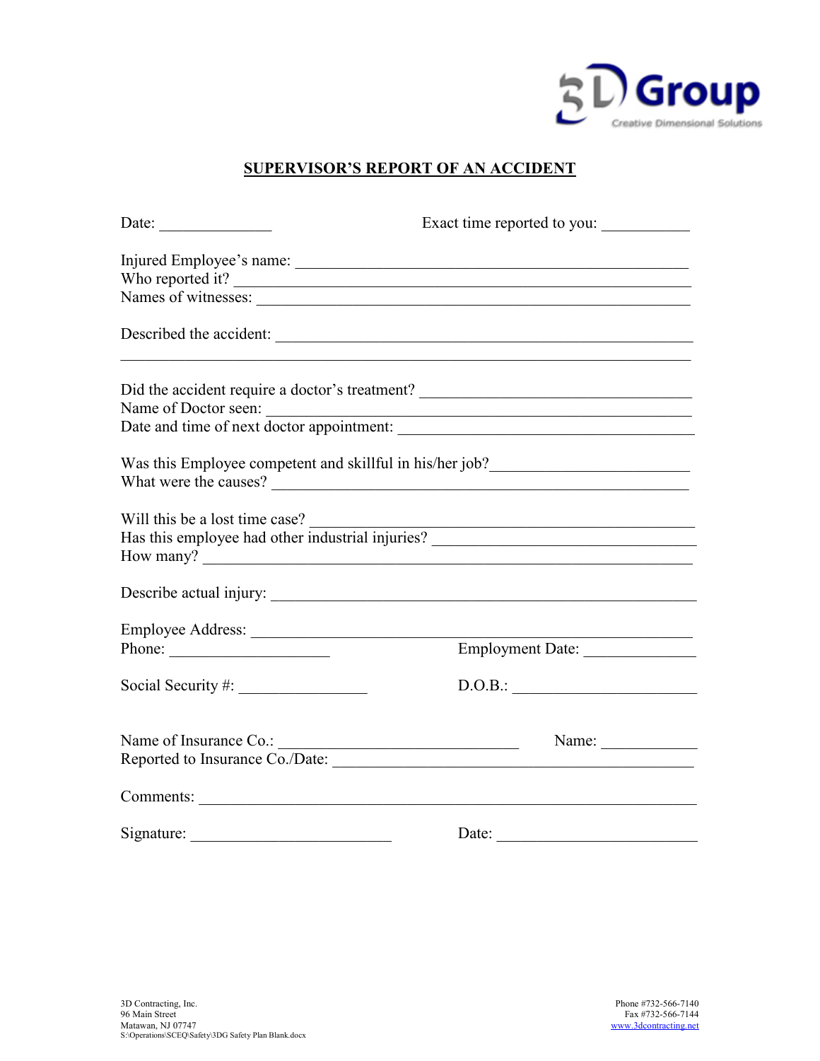## SUPERVISOR'S REPORT OF AN ACCIDENT

Date: ______________ Exact time reported to you: ___________

Injured Employee's name: ___________________________________________________

Who reported it? _________________________________________________________

Names of witnesses: _______________________________________________________

Described the accident: _____________________________________________________

_______________________________________________________________________

Did the accident require a doctor's treatment? __________________________________

Name of Doctor seen: ______________________________________________________

Date and time of next doctor appointment: _____________________________________

Was this Employee competent and skillful in his/her job?________________________

What were the causes? _____________________________________________________

Will this be a lost time case? ________________________________________________

Has this employee had other industrial injuries? _________________________________

How many? ______________________________________________________________

Describe actual injury: ______________________________________________________

Employee Address: _________________________________________________________

Phone: ____________________ Employment Date: ______________

Social Security #: ________________ D.O.B.: _______________________

Name of Insurance Co.: ______________________________ Name: ____________

Reported to Insurance Co./Date: ______________________________________________

Comments: _______________________________________________________________

Signature: _________________________ Date: ________________________

3D Contracting, Inc.
96 Main Street
Matawan, NJ 07747
S:\Operations\SCEQ\Safety\3DG Safety Plan Blank.docx

Phone #732-566-7140
Fax #732-566-7144
www.3dcontracting.net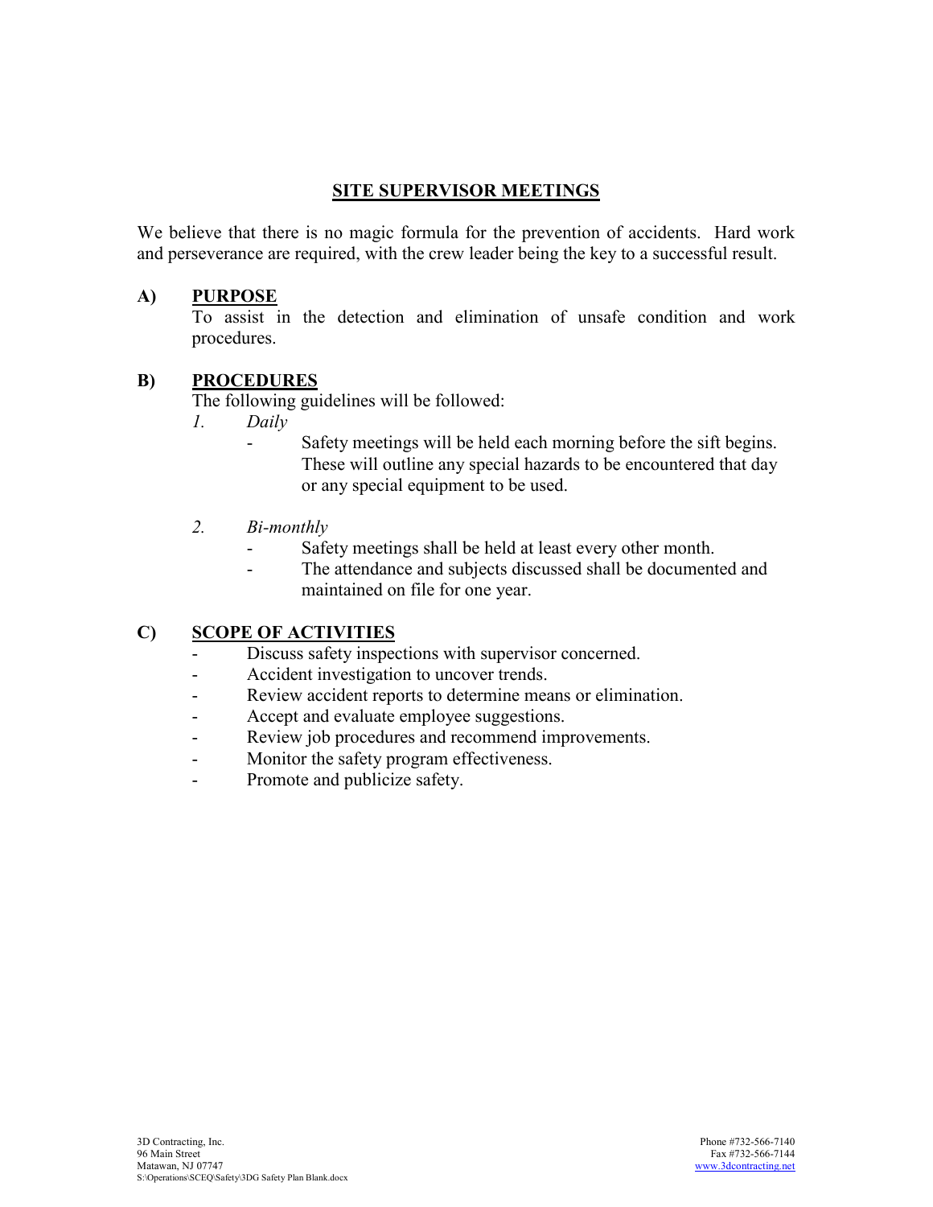## SITE SUPERVISOR MEETINGS

We believe that there is no magic formula for the prevention of accidents. Hard work and perseverance are required, with the crew leader being the key to a successful result.

**A) PURPOSE**

To assist in the detection and elimination of unsafe condition and work procedures.

**B) PROCEDURES**

The following guidelines will be followed:

1. *Daily*
   - Safety meetings will be held each morning before the sift begins. These will outline any special hazards to be encountered that day or any special equipment to be used.

2. *Bi-monthly*
   - Safety meetings shall be held at least every other month.
   - The attendance and subjects discussed shall be documented and maintained on file for one year.

**C) SCOPE OF ACTIVITIES**

- Discuss safety inspections with supervisor concerned.
- Accident investigation to uncover trends.
- Review accident reports to determine means or elimination.
- Accept and evaluate employee suggestions.
- Review job procedures and recommend improvements.
- Monitor the safety program effectiveness.
- Promote and publicize safety.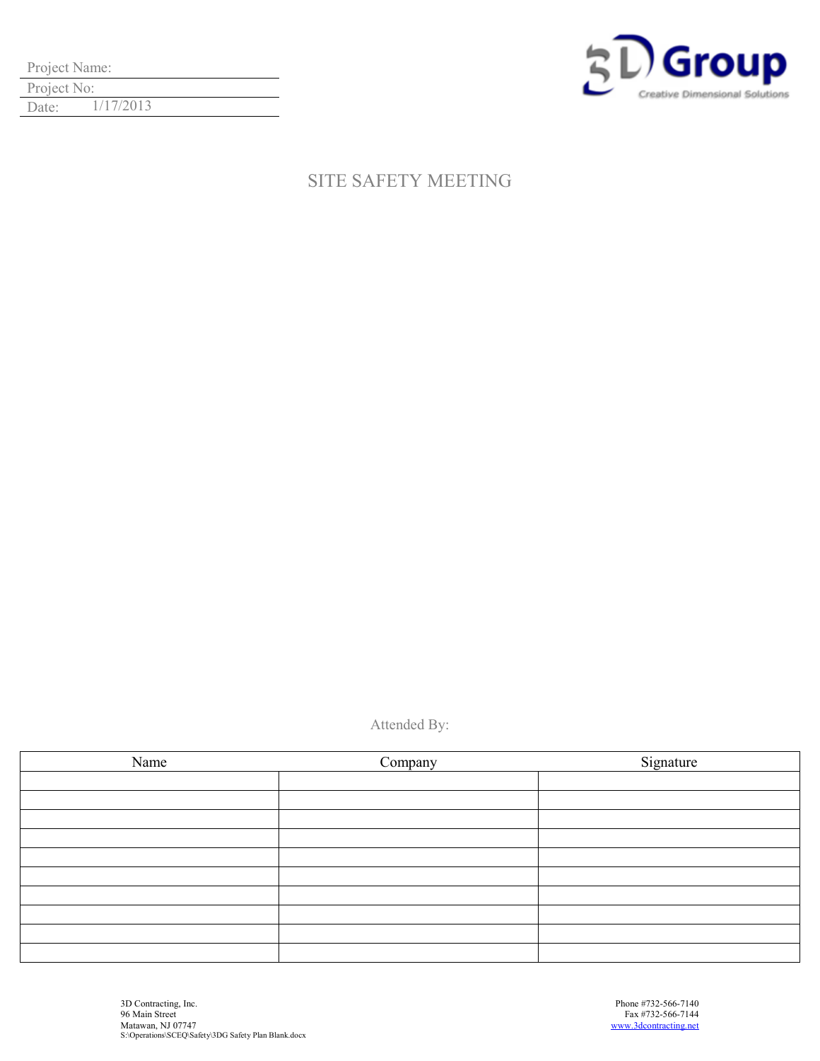Project Name:

Project No:

Date: 1/17/2013

3D Group
Creative Dimensional Solutions

# SITE SAFETY MEETING

Attended By:

| Name | Company | Signature |
|---|---|---|
| | | |
| | | |
| | | |
| | | |
| | | |
| | | |
| | | |
| | | |
| | | |
| | | |

3D Contracting, Inc.
96 Main Street
Matawan, NJ 07747
S:\Operations\SCEQ\Safety\3DG Safety Plan Blank.docx

Phone #732-566-7140
Fax #732-566-7144
www.3dcontracting.net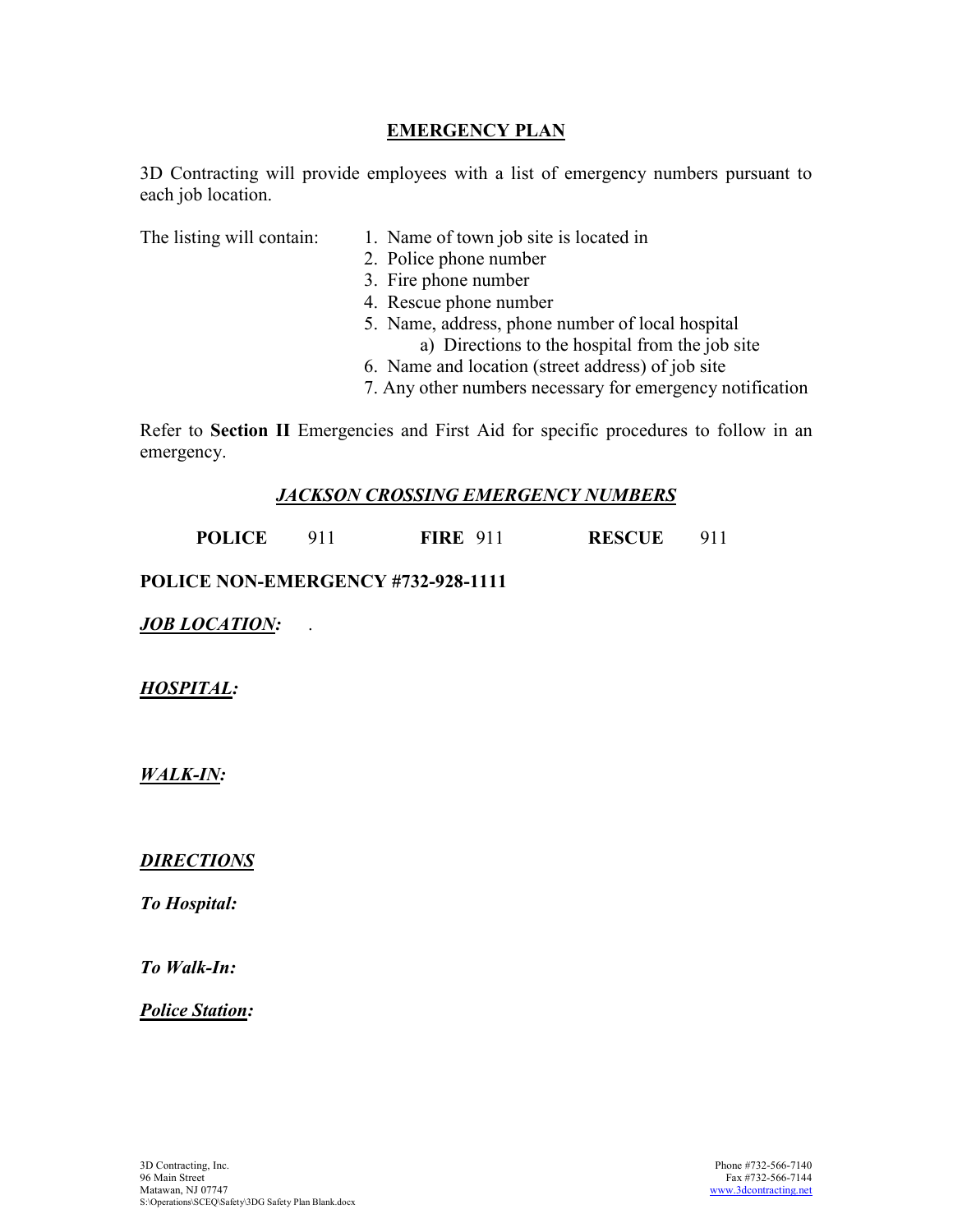# EMERGENCY PLAN

3D Contracting will provide employees with a list of emergency numbers pursuant to each job location.

The listing will contain:

1. Name of town job site is located in
2. Police phone number
3. Fire phone number
4. Rescue phone number
5. Name, address, phone number of local hospital
    a) Directions to the hospital from the job site
6. Name and location (street address) of job site
7. Any other numbers necessary for emergency notification

Refer to **Section II** Emergencies and First Aid for specific procedures to follow in an emergency.

## ***JACKSON CROSSING EMERGENCY NUMBERS***

**POLICE** 911 **FIRE** 911 **RESCUE** 911

**POLICE NON-EMERGENCY #732-928-1111**

***JOB LOCATION:*** .

***HOSPITAL:***

***WALK-IN:***

***DIRECTIONS***

***To Hospital:***

***To Walk-In:***

***Police Station:***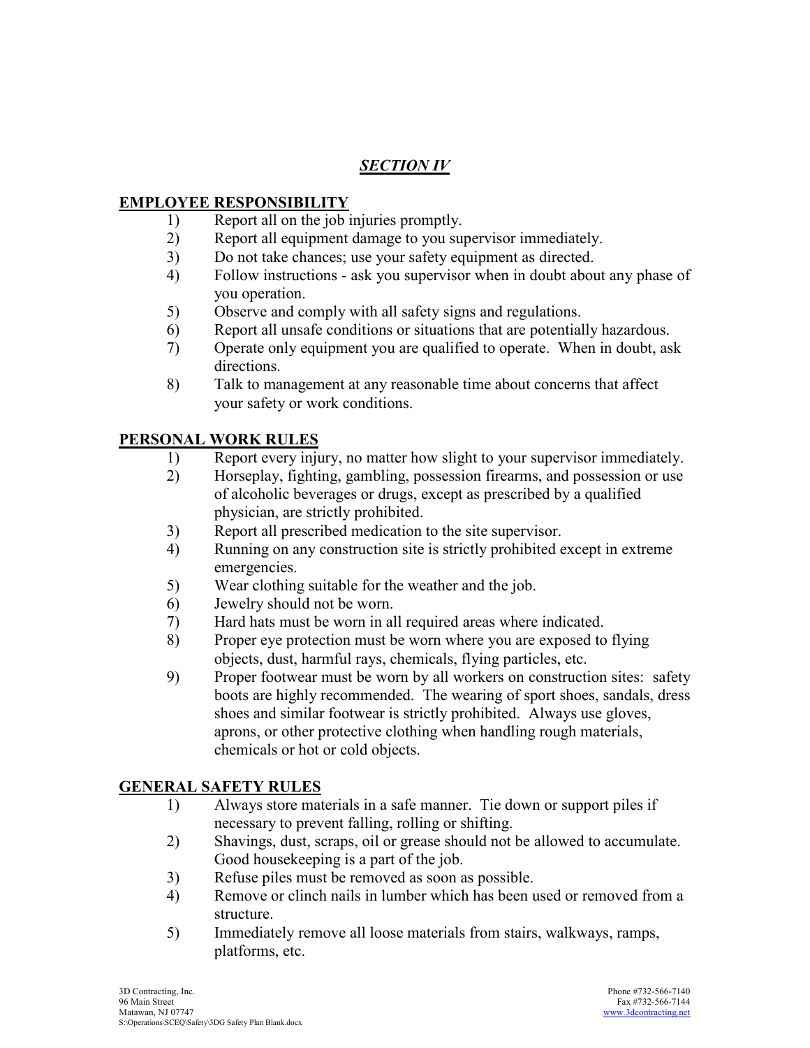## *SECTION IV*

### EMPLOYEE RESPONSIBILITY

1) Report all on the job injuries promptly.
2) Report all equipment damage to you supervisor immediately.
3) Do not take chances; use your safety equipment as directed.
4) Follow instructions - ask you supervisor when in doubt about any phase of you operation.
5) Observe and comply with all safety signs and regulations.
6) Report all unsafe conditions or situations that are potentially hazardous.
7) Operate only equipment you are qualified to operate. When in doubt, ask directions.
8) Talk to management at any reasonable time about concerns that affect your safety or work conditions.

### PERSONAL WORK RULES

1) Report every injury, no matter how slight to your supervisor immediately.
2) Horseplay, fighting, gambling, possession firearms, and possession or use of alcoholic beverages or drugs, except as prescribed by a qualified physician, are strictly prohibited.
3) Report all prescribed medication to the site supervisor.
4) Running on any construction site is strictly prohibited except in extreme emergencies.
5) Wear clothing suitable for the weather and the job.
6) Jewelry should not be worn.
7) Hard hats must be worn in all required areas where indicated.
8) Proper eye protection must be worn where you are exposed to flying objects, dust, harmful rays, chemicals, flying particles, etc.
9) Proper footwear must be worn by all workers on construction sites: safety boots are highly recommended. The wearing of sport shoes, sandals, dress shoes and similar footwear is strictly prohibited. Always use gloves, aprons, or other protective clothing when handling rough materials, chemicals or hot or cold objects.

### GENERAL SAFETY RULES

1) Always store materials in a safe manner. Tie down or support piles if necessary to prevent falling, rolling or shifting.
2) Shavings, dust, scraps, oil or grease should not be allowed to accumulate. Good housekeeping is a part of the job.
3) Refuse piles must be removed as soon as possible.
4) Remove or clinch nails in lumber which has been used or removed from a structure.
5) Immediately remove all loose materials from stairs, walkways, ramps, platforms, etc.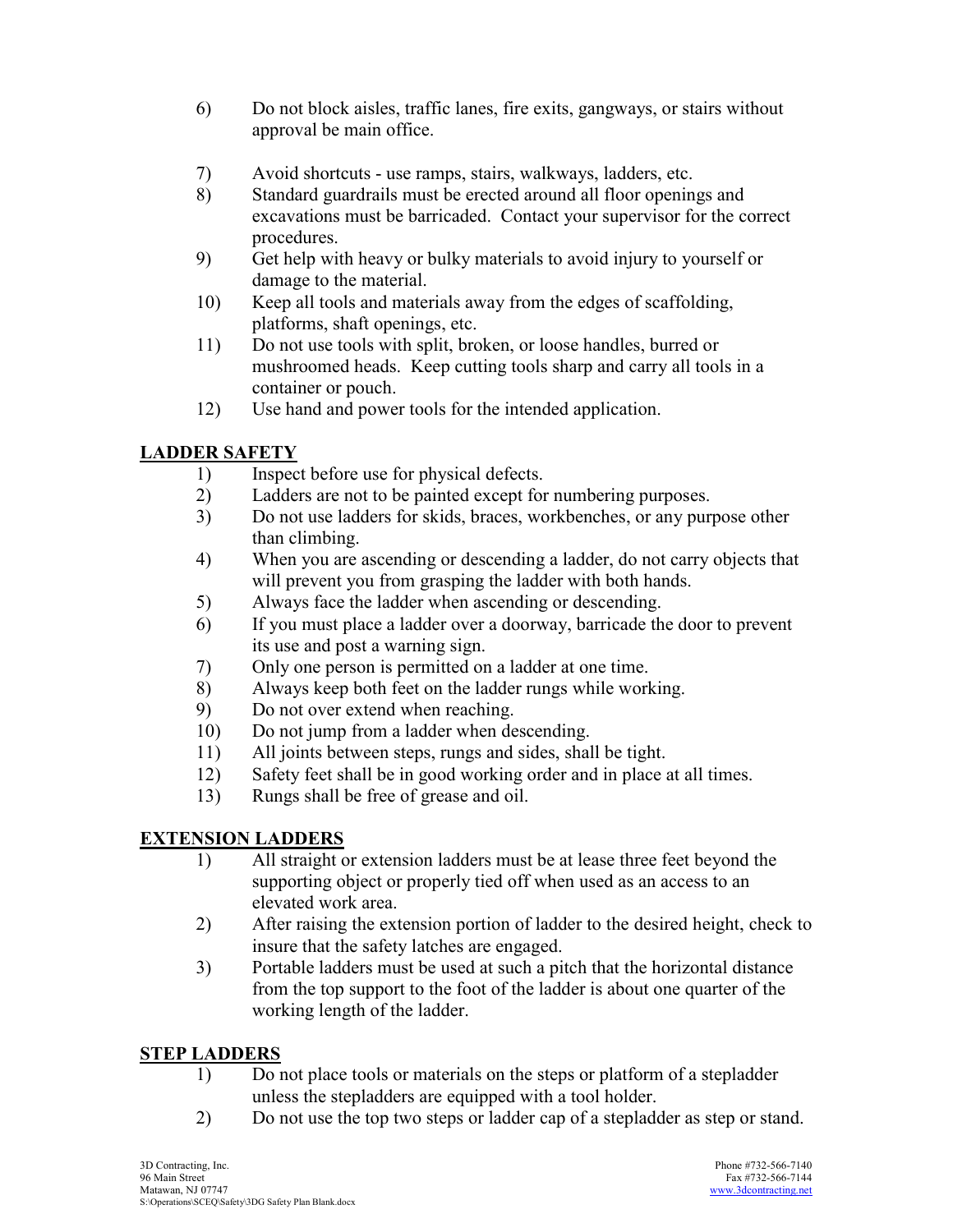6) Do not block aisles, traffic lanes, fire exits, gangways, or stairs without approval be main office.

7) Avoid shortcuts - use ramps, stairs, walkways, ladders, etc.
8) Standard guardrails must be erected around all floor openings and excavations must be barricaded. Contact your supervisor for the correct procedures.
9) Get help with heavy or bulky materials to avoid injury to yourself or damage to the material.
10) Keep all tools and materials away from the edges of scaffolding, platforms, shaft openings, etc.
11) Do not use tools with split, broken, or loose handles, burred or mushroomed heads. Keep cutting tools sharp and carry all tools in a container or pouch.
12) Use hand and power tools for the intended application.

## LADDER SAFETY

1) Inspect before use for physical defects.
2) Ladders are not to be painted except for numbering purposes.
3) Do not use ladders for skids, braces, workbenches, or any purpose other than climbing.
4) When you are ascending or descending a ladder, do not carry objects that will prevent you from grasping the ladder with both hands.
5) Always face the ladder when ascending or descending.
6) If you must place a ladder over a doorway, barricade the door to prevent its use and post a warning sign.
7) Only one person is permitted on a ladder at one time.
8) Always keep both feet on the ladder rungs while working.
9) Do not over extend when reaching.
10) Do not jump from a ladder when descending.
11) All joints between steps, rungs and sides, shall be tight.
12) Safety feet shall be in good working order and in place at all times.
13) Rungs shall be free of grease and oil.

## EXTENSION LADDERS

1) All straight or extension ladders must be at lease three feet beyond the supporting object or properly tied off when used as an access to an elevated work area.
2) After raising the extension portion of ladder to the desired height, check to insure that the safety latches are engaged.
3) Portable ladders must be used at such a pitch that the horizontal distance from the top support to the foot of the ladder is about one quarter of the working length of the ladder.

## STEP LADDERS

1) Do not place tools or materials on the steps or platform of a stepladder unless the stepladders are equipped with a tool holder.
2) Do not use the top two steps or ladder cap of a stepladder as step or stand.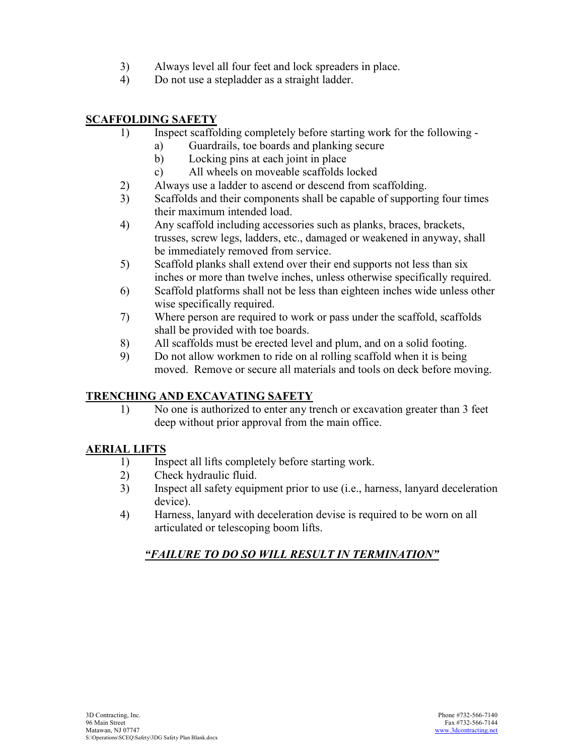3) Always level all four feet and lock spreaders in place.
4) Do not use a stepladder as a straight ladder.

## SCAFFOLDING SAFETY

1) Inspect scaffolding completely before starting work for the following -
   a) Guardrails, toe boards and planking secure
   b) Locking pins at each joint in place
   c) All wheels on moveable scaffolds locked
2) Always use a ladder to ascend or descend from scaffolding.
3) Scaffolds and their components shall be capable of supporting four times their maximum intended load.
4) Any scaffold including accessories such as planks, braces, brackets, trusses, screw legs, ladders, etc., damaged or weakened in anyway, shall be immediately removed from service.
5) Scaffold planks shall extend over their end supports not less than six inches or more than twelve inches, unless otherwise specifically required.
6) Scaffold platforms shall not be less than eighteen inches wide unless other wise specifically required.
7) Where person are required to work or pass under the scaffold, scaffolds shall be provided with toe boards.
8) All scaffolds must be erected level and plum, and on a solid footing.
9) Do not allow workmen to ride on al rolling scaffold when it is being moved. Remove or secure all materials and tools on deck before moving.

## TRENCHING AND EXCAVATING SAFETY

1) No one is authorized to enter any trench or excavation greater than 3 feet deep without prior approval from the main office.

## AERIAL LIFTS

1) Inspect all lifts completely before starting work.
2) Check hydraulic fluid.
3) Inspect all safety equipment prior to use (i.e., harness, lanyard deceleration device).
4) Harness, lanyard with deceleration devise is required to be worn on all articulated or telescoping boom lifts.

***"FAILURE TO DO SO WILL RESULT IN TERMINATION"***

3D Contracting, Inc.
96 Main Street
Matawan, NJ 07747
S:\Operations\SCEQ\Safety\3DG Safety Plan Blank.docx

Phone #732-566-7140
Fax #732-566-7144
www.3dcontracting.net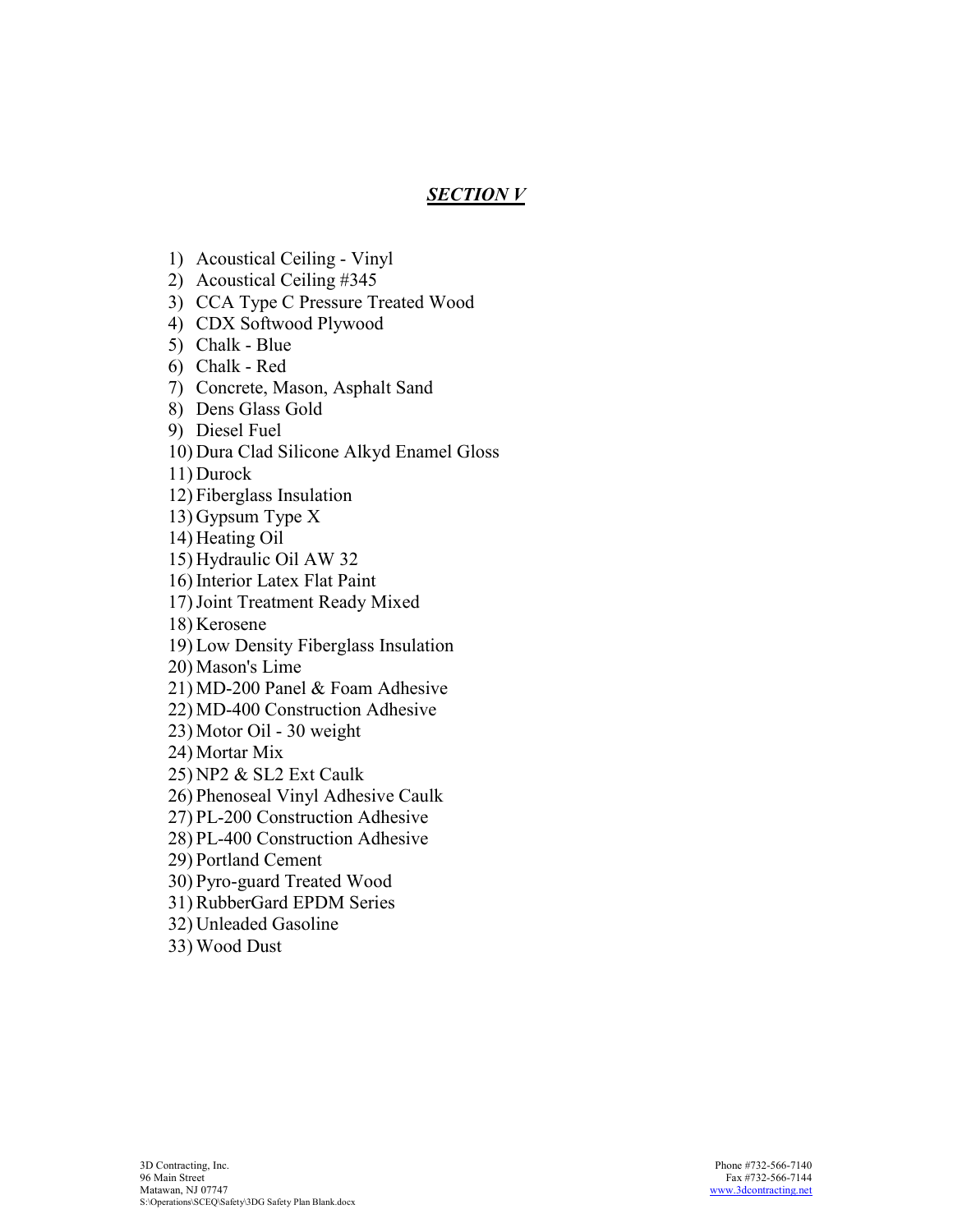## ***SECTION V***

1) Acoustical Ceiling - Vinyl
2) Acoustical Ceiling #345
3) CCA Type C Pressure Treated Wood
4) CDX Softwood Plywood
5) Chalk - Blue
6) Chalk - Red
7) Concrete, Mason, Asphalt Sand
8) Dens Glass Gold
9) Diesel Fuel
10) Dura Clad Silicone Alkyd Enamel Gloss
11) Durock
12) Fiberglass Insulation
13) Gypsum Type X
14) Heating Oil
15) Hydraulic Oil AW 32
16) Interior Latex Flat Paint
17) Joint Treatment Ready Mixed
18) Kerosene
19) Low Density Fiberglass Insulation
20) Mason's Lime
21) MD-200 Panel & Foam Adhesive
22) MD-400 Construction Adhesive
23) Motor Oil - 30 weight
24) Mortar Mix
25) NP2 & SL2 Ext Caulk
26) Phenoseal Vinyl Adhesive Caulk
27) PL-200 Construction Adhesive
28) PL-400 Construction Adhesive
29) Portland Cement
30) Pyro-guard Treated Wood
31) RubberGard EPDM Series
32) Unleaded Gasoline
33) Wood Dust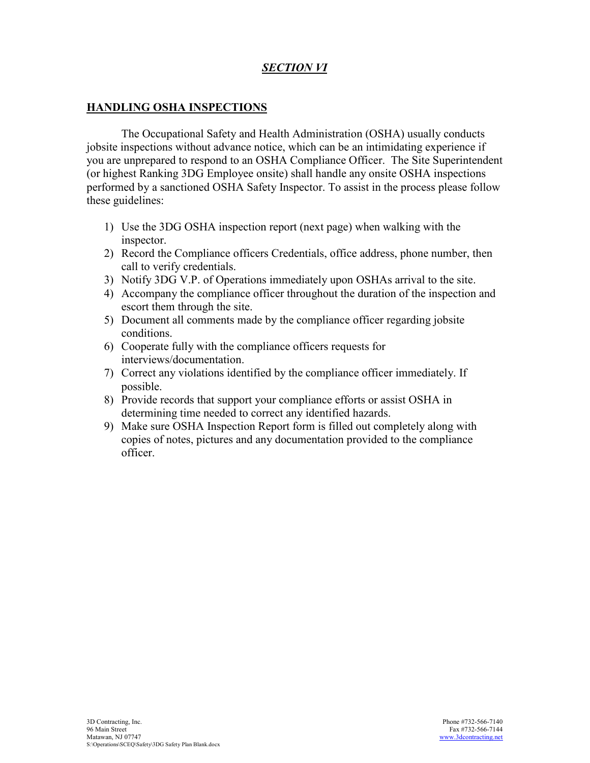## ***SECTION VI***

## **HANDLING OSHA INSPECTIONS**

The Occupational Safety and Health Administration (OSHA) usually conducts jobsite inspections without advance notice, which can be an intimidating experience if you are unprepared to respond to an OSHA Compliance Officer. The Site Superintendent (or highest Ranking 3DG Employee onsite) shall handle any onsite OSHA inspections performed by a sanctioned OSHA Safety Inspector. To assist in the process please follow these guidelines:

1) Use the 3DG OSHA inspection report (next page) when walking with the inspector.
2) Record the Compliance officers Credentials, office address, phone number, then call to verify credentials.
3) Notify 3DG V.P. of Operations immediately upon OSHAs arrival to the site.
4) Accompany the compliance officer throughout the duration of the inspection and escort them through the site.
5) Document all comments made by the compliance officer regarding jobsite conditions.
6) Cooperate fully with the compliance officers requests for interviews/documentation.
7) Correct any violations identified by the compliance officer immediately. If possible.
8) Provide records that support your compliance efforts or assist OSHA in determining time needed to correct any identified hazards.
9) Make sure OSHA Inspection Report form is filled out completely along with copies of notes, pictures and any documentation provided to the compliance officer.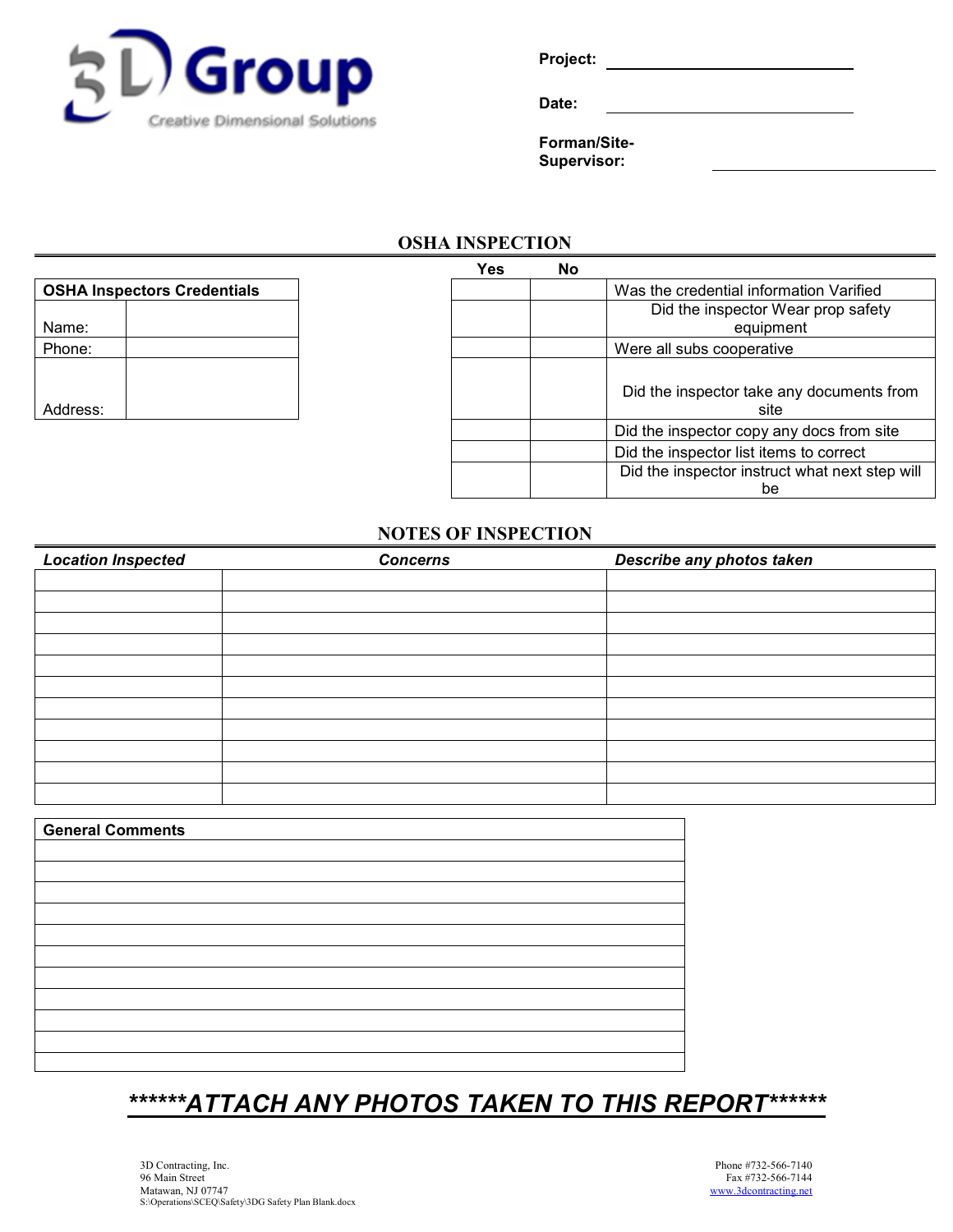3D Group
Creative Dimensional Solutions

**Project:** ____________________

**Date:** ____________________

**Forman/Site-Supervisor:** ____________________

## OSHA INSPECTION

| OSHA Inspectors Credentials | |
|---|---|
| Name: | |
| Phone: | |
| Address: | |

| Yes | No | |
|---|---|---|
| | | Was the credential information Varified |
| | | Did the inspector Wear prop safety equipment |
| | | Were all subs cooperative |
| | | Did the inspector take any documents from site |
| | | Did the inspector copy any docs from site |
| | | Did the inspector list items to correct |
| | | Did the inspector instruct what next step will be |

## NOTES OF INSPECTION

| *Location Inspected* | *Concerns* | *Describe any photos taken* |
|---|---|---|
| | | |
| | | |
| | | |
| | | |
| | | |
| | | |
| | | |
| | | |
| | | |
| | | |
| | | |

| General Comments |
|---|
| |
| |
| |
| |
| |
| |
| |
| |
| |
| |
| |

***\*\*\*\*\*\*ATTACH ANY PHOTOS TAKEN TO THIS REPORT\*\*\*\*\*\****

3D Contracting, Inc.
96 Main Street
Matawan, NJ 07747
S:\Operations\SCEQ\Safety\3DG Safety Plan Blank.docx

Phone #732-566-7140
Fax #732-566-7144
www.3dcontracting.net